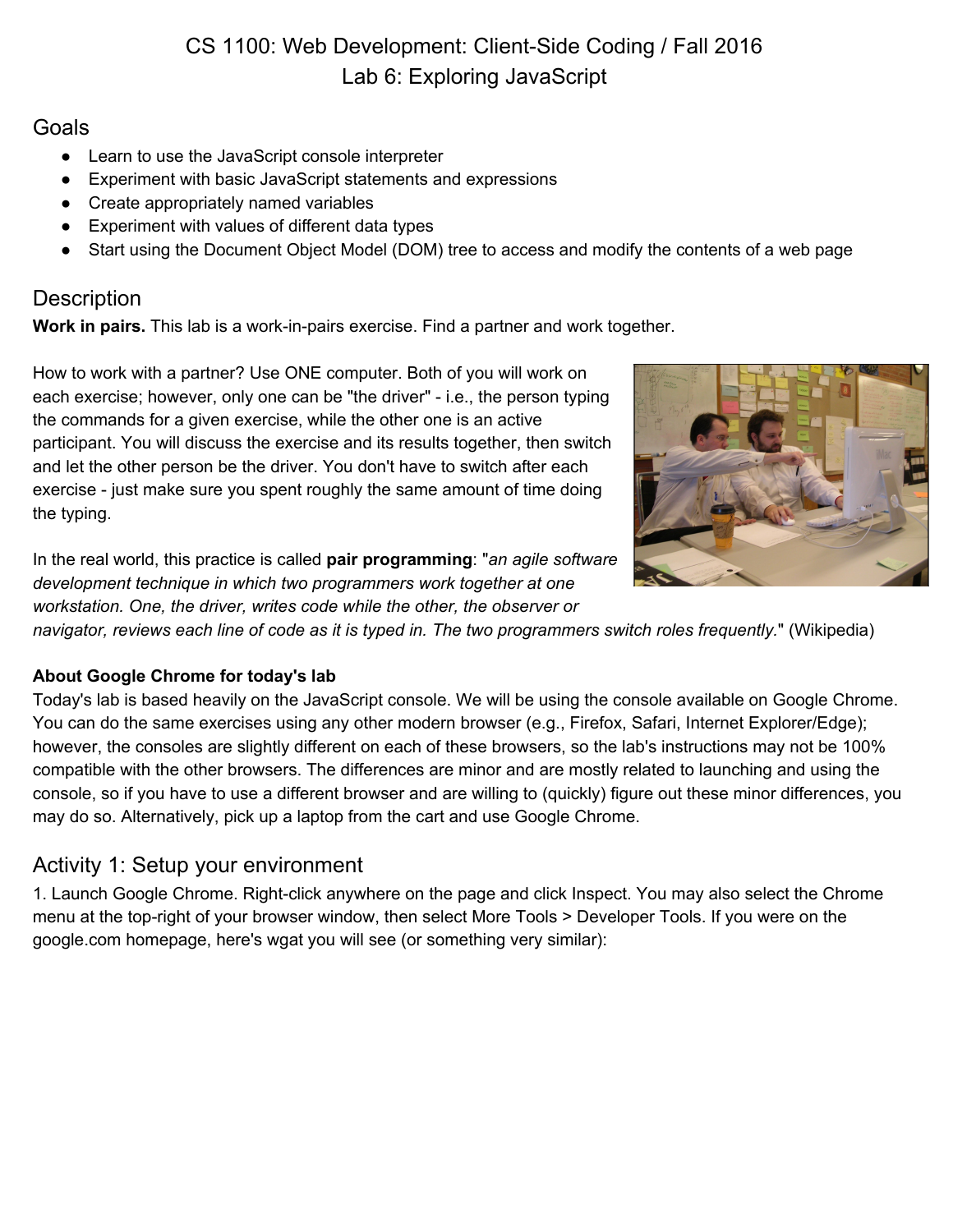# CS 1100: Web Development: Client-Side Coding / Fall 2016
# Lab 6: Exploring JavaScript

## Goals

- Learn to use the JavaScript console interpreter
- Experiment with basic JavaScript statements and expressions
- Create appropriately named variables
- Experiment with values of different data types
- Start using the Document Object Model (DOM) tree to access and modify the contents of a web page

## Description

**Work in pairs.** This lab is a work-in-pairs exercise. Find a partner and work together.

How to work with a partner? Use ONE computer. Both of you will work on each exercise; however, only one can be "the driver" - i.e., the person typing the commands for a given exercise, while the other one is an active participant. You will discuss the exercise and its results together, then switch and let the other person be the driver. You don't have to switch after each exercise - just make sure you spent roughly the same amount of time doing the typing.

In the real world, this practice is called **pair programming**: "*an agile software development technique in which two programmers work together at one workstation. One, the driver, writes code while the other, the observer or navigator, reviews each line of code as it is typed in. The two programmers switch roles frequently.*" (Wikipedia)

**About Google Chrome for today's lab**

Today's lab is based heavily on the JavaScript console. We will be using the console available on Google Chrome. You can do the same exercises using any other modern browser (e.g., Firefox, Safari, Internet Explorer/Edge); however, the consoles are slightly different on each of these browsers, so the lab's instructions may not be 100% compatible with the other browsers. The differences are minor and are mostly related to launching and using the console, so if you have to use a different browser and are willing to (quickly) figure out these minor differences, you may do so. Alternatively, pick up a laptop from the cart and use Google Chrome.

## Activity 1: Setup your environment

1. Launch Google Chrome. Right-click anywhere on the page and click Inspect. You may also select the Chrome menu at the top-right of your browser window, then select More Tools > Developer Tools. If you were on the google.com homepage, here's wgat you will see (or something very similar):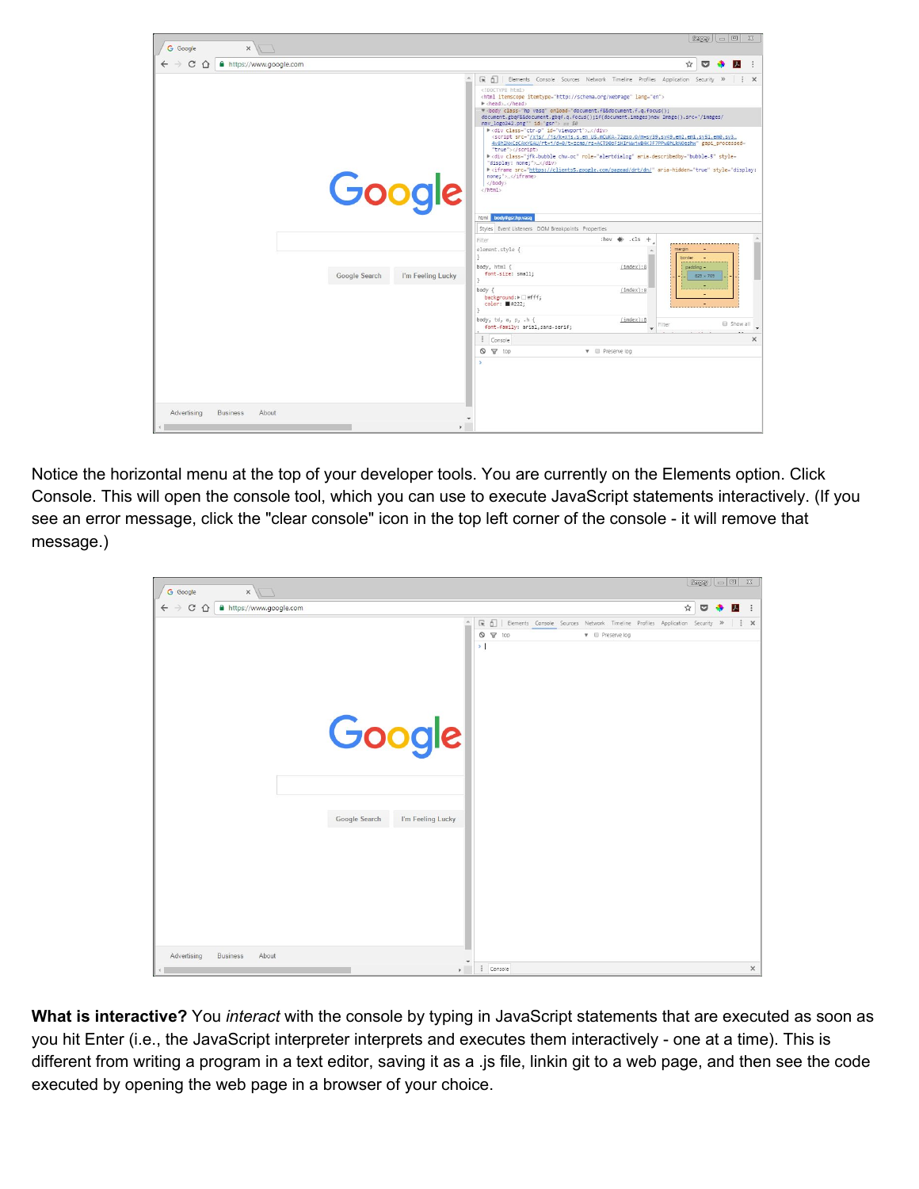Notice the horizontal menu at the top of your developer tools. You are currently on the Elements option. Click Console. This will open the console tool, which you can use to execute JavaScript statements interactively. (If you see an error message, click the "clear console" icon in the top left corner of the console - it will remove that message.)

**What is interactive?** You *interact* with the console by typing in JavaScript statements that are executed as soon as you hit Enter (i.e., the JavaScript interpreter interprets and executes them interactively - one at a time). This is different from writing a program in a text editor, saving it as a .js file, linkin git to a web page, and then see the code executed by opening the web page in a browser of your choice.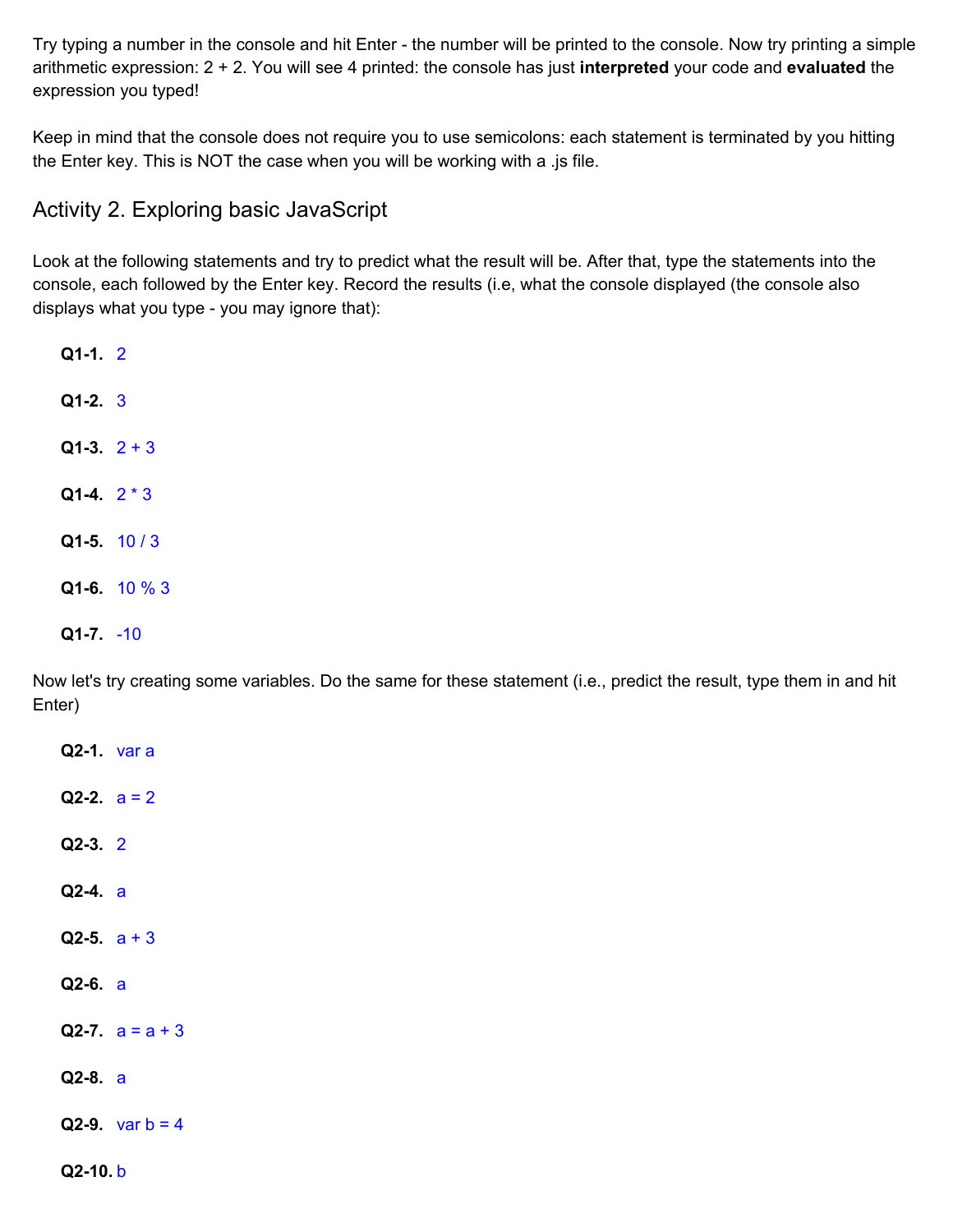Try typing a number in the console and hit Enter - the number will be printed to the console. Now try printing a simple arithmetic expression: 2 + 2. You will see 4 printed: the console has just **interpreted** your code and **evaluated** the expression you typed!

Keep in mind that the console does not require you to use semicolons: each statement is terminated by you hitting the Enter key. This is NOT the case when you will be working with a .js file.

## Activity 2. Exploring basic JavaScript

Look at the following statements and try to predict what the result will be. After that, type the statements into the console, each followed by the Enter key. Record the results (i.e, what the console displayed (the console also displays what you type - you may ignore that):

**Q1-1.** 2

**Q1-2.** 3

**Q1-3.** 2 + 3

**Q1-4.** 2 * 3

**Q1-5.** 10 / 3

**Q1-6.** 10 % 3

**Q1-7.** -10

Now let's try creating some variables. Do the same for these statement (i.e., predict the result, type them in and hit Enter)

**Q2-1.** var a

**Q2-2.** a = 2

**Q2-3.** 2

**Q2-4.** a

**Q2-5.** a + 3

**Q2-6.** a

**Q2-7.** a = a + 3

**Q2-8.** a

**Q2-9.** var b = 4

**Q2-10.** b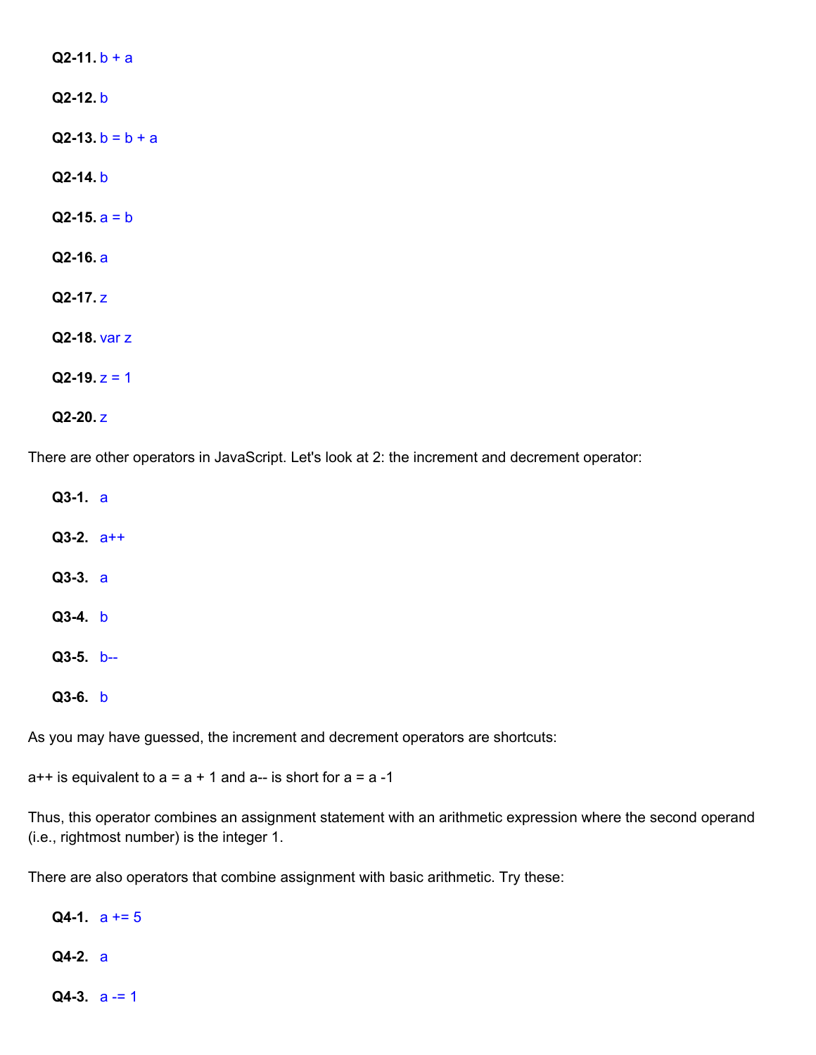**Q2-11.** b + a

**Q2-12.** b

**Q2-13.** b = b + a

**Q2-14.** b

**Q2-15.** a = b

**Q2-16.** a

**Q2-17.** z

**Q2-18.** var z

**Q2-19.** z = 1

**Q2-20.** z

There are other operators in JavaScript. Let's look at 2: the increment and decrement operator:

**Q3-1.** a

**Q3-2.** a++

**Q3-3.** a

**Q3-4.** b

**Q3-5.** b--

**Q3-6.** b

As you may have guessed, the increment and decrement operators are shortcuts:

a++ is equivalent to a = a + 1 and a-- is short for a = a -1

Thus, this operator combines an assignment statement with an arithmetic expression where the second operand (i.e., rightmost number) is the integer 1.

There are also operators that combine assignment with basic arithmetic. Try these:

**Q4-1.** a += 5

**Q4-2.** a

**Q4-3.** a -= 1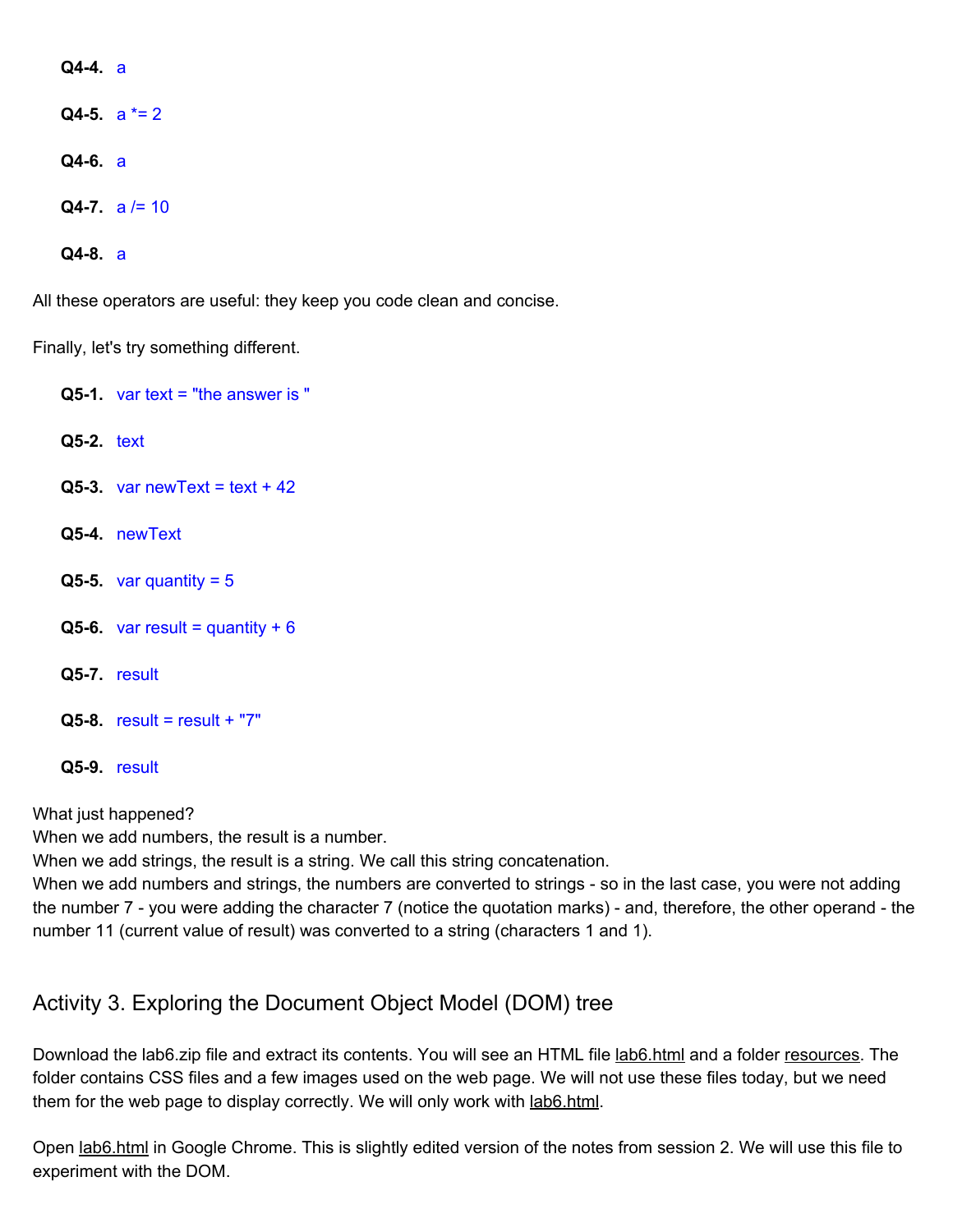**Q4-4.** a

**Q4-5.** a *= 2

**Q4-6.** a

**Q4-7.** a /= 10

**Q4-8.** a

All these operators are useful: they keep you code clean and concise.

Finally, let's try something different.

**Q5-1.** var text = "the answer is "

**Q5-2.** text

**Q5-3.** var newText = text + 42

**Q5-4.** newText

**Q5-5.** var quantity = 5

**Q5-6.** var result = quantity + 6

**Q5-7.** result

**Q5-8.** result = result + "7"

**Q5-9.** result

What just happened?
When we add numbers, the result is a number.
When we add strings, the result is a string. We call this string concatenation.
When we add numbers and strings, the numbers are converted to strings - so in the last case, you were not adding the number 7 - you were adding the character 7 (notice the quotation marks) - and, therefore, the other operand - the number 11 (current value of result) was converted to a string (characters 1 and 1).

## Activity 3. Exploring the Document Object Model (DOM) tree

Download the lab6.zip file and extract its contents. You will see an HTML file lab6.html and a folder resources. The folder contains CSS files and a few images used on the web page. We will not use these files today, but we need them for the web page to display correctly. We will only work with lab6.html.

Open lab6.html in Google Chrome. This is slightly edited version of the notes from session 2. We will use this file to experiment with the DOM.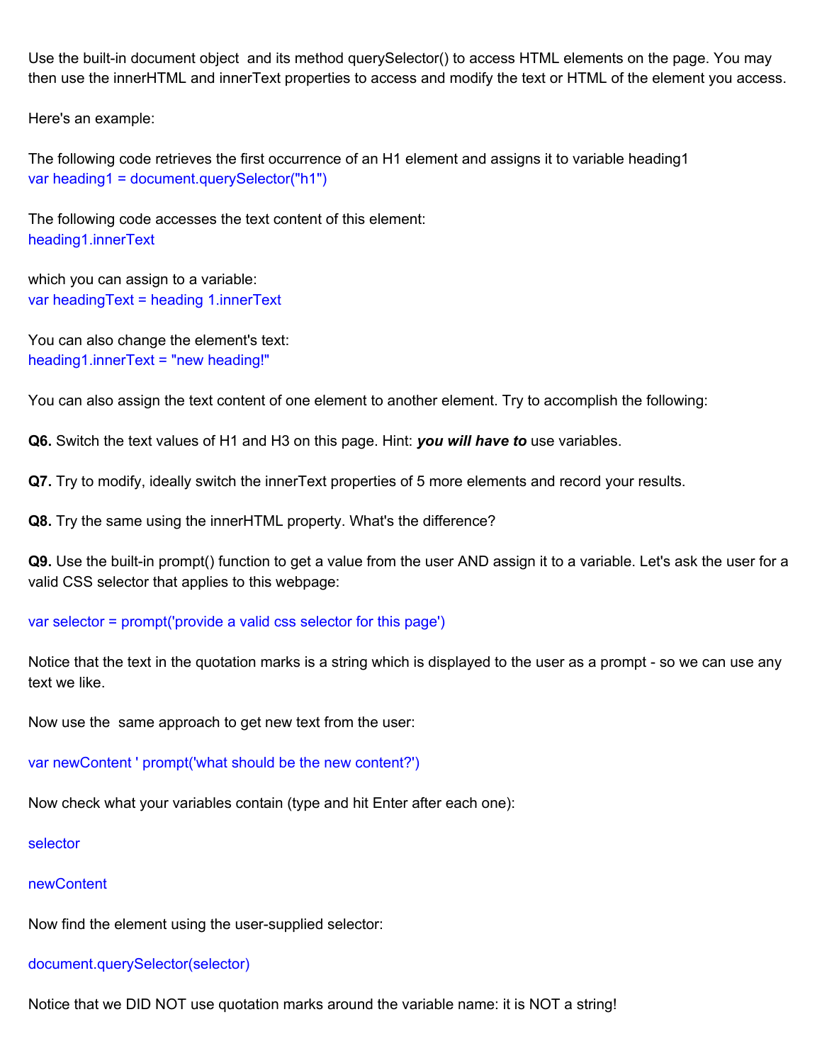Use the built-in document object and its method querySelector() to access HTML elements on the page. You may then use the innerHTML and innerText properties to access and modify the text or HTML of the element you access.

Here's an example:

The following code retrieves the first occurrence of an H1 element and assigns it to variable heading1

```
var heading1 = document.querySelector("h1")
```

The following code accesses the text content of this element:

```
heading1.innerText
```

which you can assign to a variable:

```
var headingText = heading 1.innerText
```

You can also change the element's text:

```
heading1.innerText = "new heading!"
```

You can also assign the text content of one element to another element. Try to accomplish the following:

**Q6.** Switch the text values of H1 and H3 on this page. Hint: ***you will have to*** use variables.

**Q7.** Try to modify, ideally switch the innerText properties of 5 more elements and record your results.

**Q8.** Try the same using the innerHTML property. What's the difference?

**Q9.** Use the built-in prompt() function to get a value from the user AND assign it to a variable. Let's ask the user for a valid CSS selector that applies to this webpage:

```
var selector = prompt('provide a valid css selector for this page')
```

Notice that the text in the quotation marks is a string which is displayed to the user as a prompt - so we can use any text we like.

Now use the same approach to get new text from the user:

```
var newContent ' prompt('what should be the new content?')
```

Now check what your variables contain (type and hit Enter after each one):

```
selector
```

```
newContent
```

Now find the element using the user-supplied selector:

```
document.querySelector(selector)
```

Notice that we DID NOT use quotation marks around the variable name: it is NOT a string!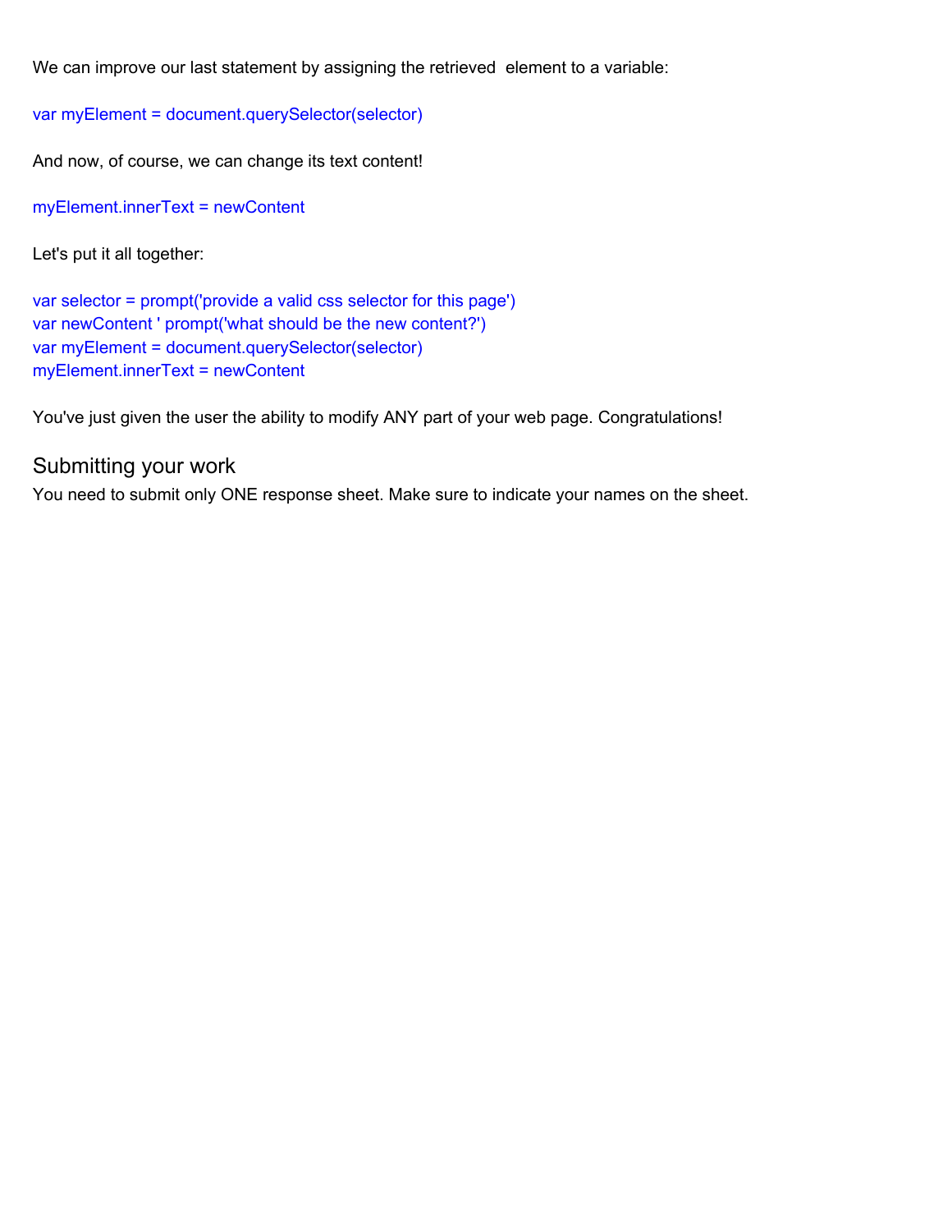We can improve our last statement by assigning the retrieved  element to a variable:

```
var myElement = document.querySelector(selector)
```

And now, of course, we can change its text content!

```
myElement.innerText = newContent
```

Let's put it all together:

```
var selector = prompt('provide a valid css selector for this page')
var newContent ' prompt('what should be the new content?')
var myElement = document.querySelector(selector)
myElement.innerText = newContent
```

You've just given the user the ability to modify ANY part of your web page. Congratulations!

## Submitting your work

You need to submit only ONE response sheet. Make sure to indicate your names on the sheet.